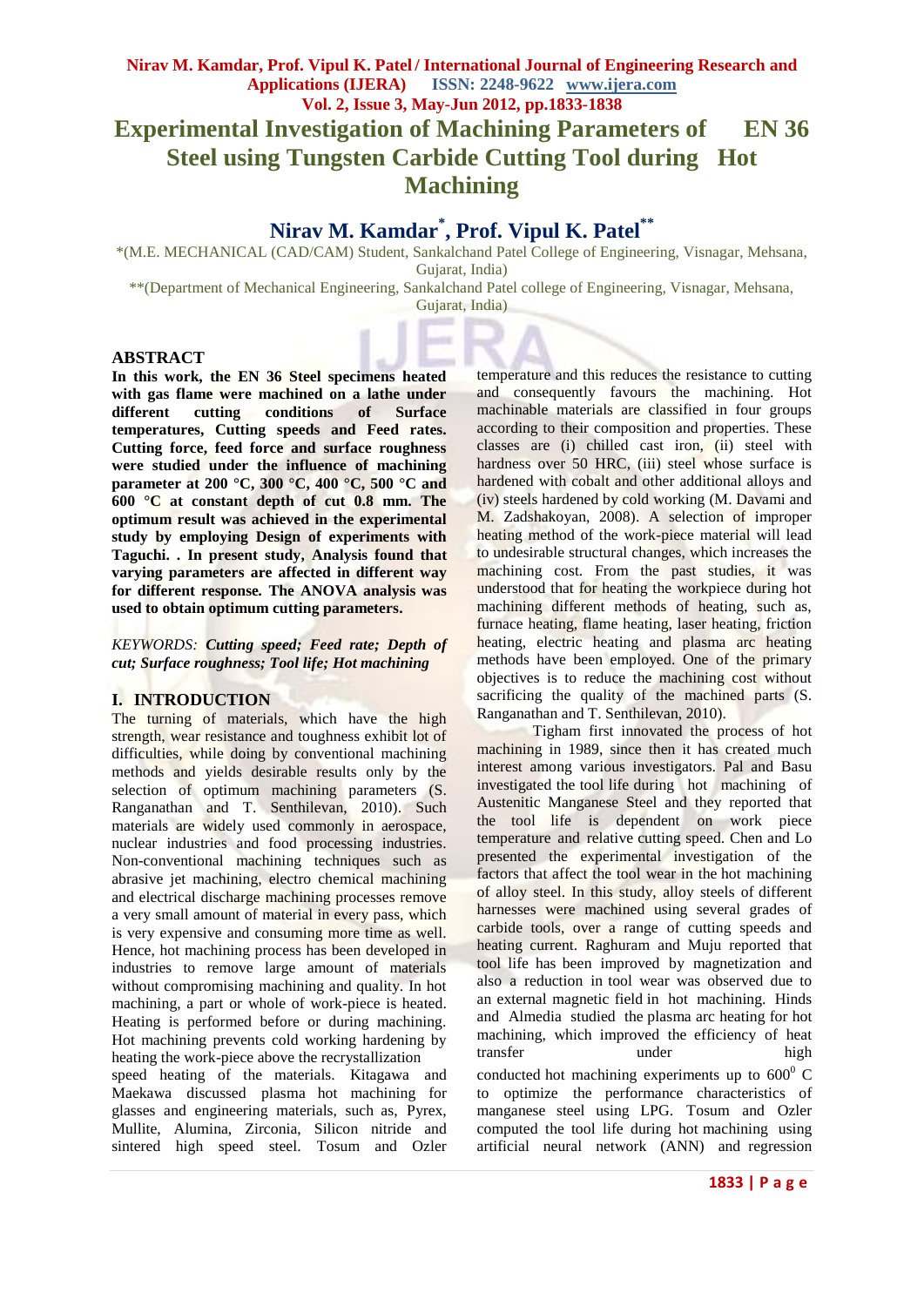# Experimental Investigation of Machining Parameters of EN 36 Steel using Tungsten Carbide Cutting Tool during Hot Machining

## Nirav M. Kamdar*, Prof. Vipul K. Patel**

*(M.E. MECHANICAL (CAD/CAM) Student, Sankalchand Patel College of Engineering, Visnagar, Mehsana, Gujarat, India)

**(Department of Mechanical Engineering, Sankalchand Patel college of Engineering, Visnagar, Mehsana, Gujarat, India)

## ABSTRACT

**In this work, the EN 36 Steel specimens heated with gas flame were machined on a lathe under different cutting conditions of Surface temperatures, Cutting speeds and Feed rates. Cutting force, feed force and surface roughness were studied under the influence of machining parameter at 200 °C, 300 °C, 400 °C, 500 °C and 600 °C at constant depth of cut 0.8 mm. The optimum result was achieved in the experimental study by employing Design of experiments with Taguchi. . In present study, Analysis found that varying parameters are affected in different way for different response. The ANOVA analysis was used to obtain optimum cutting parameters.**

*KEYWORDS: **Cutting speed; Feed rate; Depth of cut; Surface roughness; Tool life; Hot machining***

## I. INTRODUCTION

The turning of materials, which have the high strength, wear resistance and toughness exhibit lot of difficulties, while doing by conventional machining methods and yields desirable results only by the selection of optimum machining parameters (S. Ranganathan and T. Senthilevan, 2010). Such materials are widely used commonly in aerospace, nuclear industries and food processing industries. Non-conventional machining techniques such as abrasive jet machining, electro chemical machining and electrical discharge machining processes remove a very small amount of material in every pass, which is very expensive and consuming more time as well. Hence, hot machining process has been developed in industries to remove large amount of materials without compromising machining and quality. In hot machining, a part or whole of work-piece is heated. Heating is performed before or during machining. Hot machining prevents cold working hardening by heating the work-piece above the recrystallization temperature and this reduces the resistance to cutting and consequently favours the machining. Hot machinable materials are classified in four groups according to their composition and properties. These classes are (i) chilled cast iron, (ii) steel with hardness over 50 HRC, (iii) steel whose surface is hardened with cobalt and other additional alloys and (iv) steels hardened by cold working (M. Davami and M. Zadshakoyan, 2008). A selection of improper heating method of the work-piece material will lead to undesirable structural changes, which increases the machining cost. From the past studies, it was understood that for heating the workpiece during hot machining different methods of heating, such as, furnace heating, flame heating, laser heating, friction heating, electric heating and plasma arc heating methods have been employed. One of the primary objectives is to reduce the machining cost without sacrificing the quality of the machined parts (S. Ranganathan and T. Senthilevan, 2010).

Tigham first innovated the process of hot machining in 1989, since then it has created much interest among various investigators. Pal and Basu investigated the tool life during hot machining of Austenitic Manganese Steel and they reported that the tool life is dependent on work piece temperature and relative cutting speed. Chen and Lo presented the experimental investigation of the factors that affect the tool wear in the hot machining of alloy steel. In this study, alloy steels of different harnesses were machined using several grades of carbide tools, over a range of cutting speeds and heating current. Raghuram and Muju reported that tool life has been improved by magnetization and also a reduction in tool wear was observed due to an external magnetic field in hot machining. Hinds and Almedia studied the plasma arc heating for hot machining, which improved the efficiency of heat transfer under high speed heating of the materials. Kitagawa and Maekawa discussed plasma hot machining for glasses and engineering materials, such as, Pyrex, Mullite, Alumina, Zirconia, Silicon nitride and sintered high speed steel. Tosum and Ozler conducted hot machining experiments up to 600$^0$ C to optimize the performance characteristics of manganese steel using LPG. Tosum and Ozler computed the tool life during hot machining using artificial neural network (ANN) and regression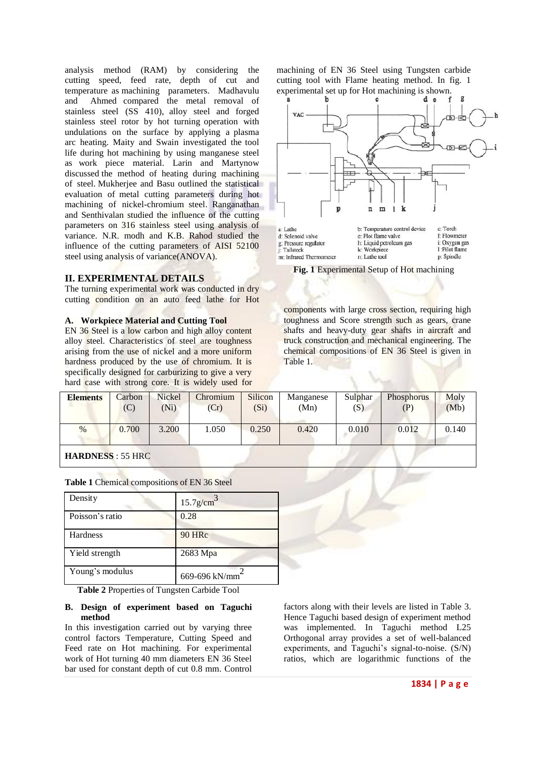analysis method (RAM) by considering the cutting speed, feed rate, depth of cut and temperature as machining parameters. Madhavulu and Ahmed compared the metal removal of stainless steel (SS 410), alloy steel and forged stainless steel rotor by hot turning operation with undulations on the surface by applying a plasma arc heating. Maity and Swain investigated the tool life during hot machining by using manganese steel as work piece material. Larin and Martynow discussed the method of heating during machining of steel. Mukherjee and Basu outlined the statistical evaluation of metal cutting parameters during hot machining of nickel-chromium steel. Ranganathan and Senthivalan studied the influence of the cutting parameters on 316 stainless steel using analysis of variance. N.R. modh and K.B. Rahod studied the influence of the cutting parameters of AISI 52100 steel using analysis of variance(ANOVA).

## II. EXPERIMENTAL DETAILS

The turning experimental work was conducted in dry cutting condition on an auto feed lathe for Hot machining of EN 36 Steel using Tungsten carbide cutting tool with Flame heating method. In fig. 1 experimental set up for Hot machining is shown.

a: Lathe
b: Temperature control device
c: Torch
d: Solenoid valve
e: Plot flame valve
f: Flowmeter
g: Pressure regulator
h: Liquid petroleum gas
i: Oxygen gas
j: Tailstock
k: Workpiece
l: Pilot flame
m: Infrared Thermometer
n: Lathe tool
p: Spindle

**Fig. 1** Experimental Setup of Hot machining

### A. Workpiece Material and Cutting Tool

EN 36 Steel is a low carbon and high alloy content alloy steel. Characteristics of steel are toughness arising from the use of nickel and a more uniform hardness produced by the use of chromium. It is specifically designed for carburizing to give a very hard case with strong core. It is widely used for components with large cross section, requiring high toughness and Score strength such as gears, crane shafts and heavy-duty gear shafts in aircraft and truck construction and mechanical engineering. The chemical compositions of EN 36 Steel is given in Table 1.

| **Elements** | Carbon (C) | Nickel (Ni) | Chromium (Cr) | Silicon (Si) | Manganese (Mn) | Sulphar (S) | Phosphorus (P) | Moly (Mb) |
|---|---|---|---|---|---|---|---|---|
| % | 0.700 | 3.200 | 1.050 | 0.250 | 0.420 | 0.010 | 0.012 | 0.140 |
| **HARDNESS** : 55 HRC | | | | | | | | |

**Table 1** Chemical compositions of EN 36 Steel

| | |
|---|---|
| Density | 15.7g/cm$^3$ |
| Poisson's ratio | 0.28 |
| Hardness | 90 HRc |
| Yield strength | 2683 Mpa |
| Young's modulus | 669-696 kN/mm$^2$ |

**Table 2** Properties of Tungsten Carbide Tool

### B. Design of experiment based on Taguchi method

In this investigation carried out by varying three control factors Temperature, Cutting Speed and Feed rate on Hot machining. For experimental work of Hot turning 40 mm diameters EN 36 Steel bar used for constant depth of cut 0.8 mm. Control factors along with their levels are listed in Table 3. Hence Taguchi based design of experiment method was implemented. In Taguchi method L25 Orthogonal array provides a set of well-balanced experiments, and Taguchi's signal-to-noise. (S/N) ratios, which are logarithmic functions of the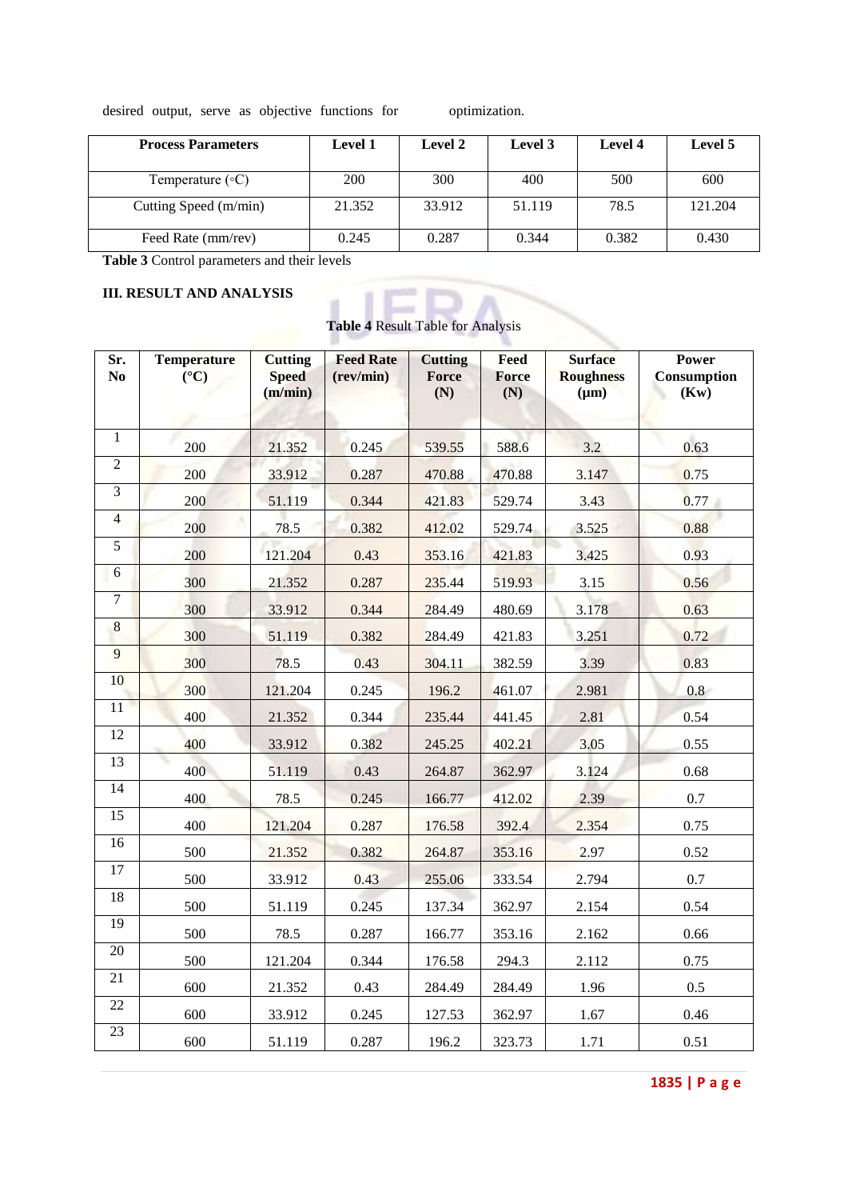desired output, serve as objective functions for optimization.

| Process Parameters | Level 1 | Level 2 | Level 3 | Level 4 | Level 5 |
|---|---|---|---|---|---|
| Temperature (◦C) | 200 | 300 | 400 | 500 | 600 |
| Cutting Speed (m/min) | 21.352 | 33.912 | 51.119 | 78.5 | 121.204 |
| Feed Rate (mm/rev) | 0.245 | 0.287 | 0.344 | 0.382 | 0.430 |

**Table 3** Control parameters and their levels

## III. RESULT AND ANALYSIS

**Table 4** Result Table for Analysis

| Sr. No | Temperature (°C) | Cutting Speed (m/min) | Feed Rate (rev/min) | Cutting Force (N) | Feed Force (N) | Surface Roughness (μm) | Power Consumption (Kw) |
|---|---|---|---|---|---|---|---|
| 1 | 200 | 21.352 | 0.245 | 539.55 | 588.6 | 3.2 | 0.63 |
| 2 | 200 | 33.912 | 0.287 | 470.88 | 470.88 | 3.147 | 0.75 |
| 3 | 200 | 51.119 | 0.344 | 421.83 | 529.74 | 3.43 | 0.77 |
| 4 | 200 | 78.5 | 0.382 | 412.02 | 529.74 | 3.525 | 0.88 |
| 5 | 200 | 121.204 | 0.43 | 353.16 | 421.83 | 3.425 | 0.93 |
| 6 | 300 | 21.352 | 0.287 | 235.44 | 519.93 | 3.15 | 0.56 |
| 7 | 300 | 33.912 | 0.344 | 284.49 | 480.69 | 3.178 | 0.63 |
| 8 | 300 | 51.119 | 0.382 | 284.49 | 421.83 | 3.251 | 0.72 |
| 9 | 300 | 78.5 | 0.43 | 304.11 | 382.59 | 3.39 | 0.83 |
| 10 | 300 | 121.204 | 0.245 | 196.2 | 461.07 | 2.981 | 0.8 |
| 11 | 400 | 21.352 | 0.344 | 235.44 | 441.45 | 2.81 | 0.54 |
| 12 | 400 | 33.912 | 0.382 | 245.25 | 402.21 | 3.05 | 0.55 |
| 13 | 400 | 51.119 | 0.43 | 264.87 | 362.97 | 3.124 | 0.68 |
| 14 | 400 | 78.5 | 0.245 | 166.77 | 412.02 | 2.39 | 0.7 |
| 15 | 400 | 121.204 | 0.287 | 176.58 | 392.4 | 2.354 | 0.75 |
| 16 | 500 | 21.352 | 0.382 | 264.87 | 353.16 | 2.97 | 0.52 |
| 17 | 500 | 33.912 | 0.43 | 255.06 | 333.54 | 2.794 | 0.7 |
| 18 | 500 | 51.119 | 0.245 | 137.34 | 362.97 | 2.154 | 0.54 |
| 19 | 500 | 78.5 | 0.287 | 166.77 | 353.16 | 2.162 | 0.66 |
| 20 | 500 | 121.204 | 0.344 | 176.58 | 294.3 | 2.112 | 0.75 |
| 21 | 600 | 21.352 | 0.43 | 284.49 | 284.49 | 1.96 | 0.5 |
| 22 | 600 | 33.912 | 0.245 | 127.53 | 362.97 | 1.67 | 0.46 |
| 23 | 600 | 51.119 | 0.287 | 196.2 | 323.73 | 1.71 | 0.51 |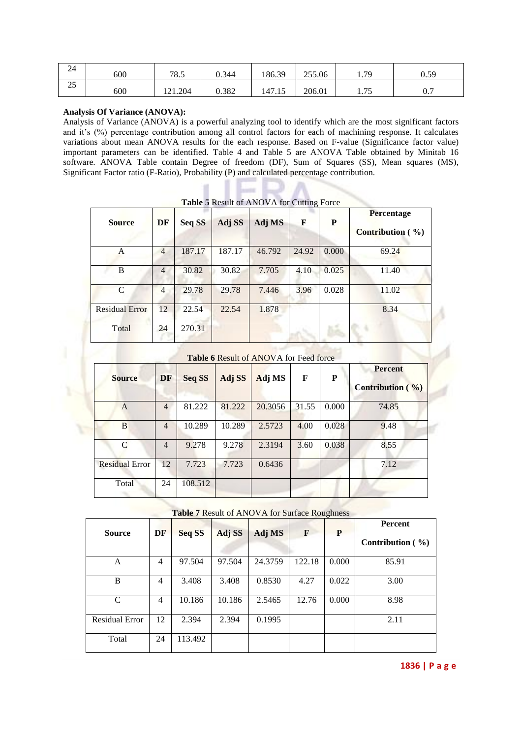| | | | | | | | |
|---|---|---|---|---|---|---|---|
| 24 | 600 | 78.5 | 0.344 | 186.39 | 255.06 | 1.79 | 0.59 |
| 25 | 600 | 121.204 | 0.382 | 147.15 | 206.01 | 1.75 | 0.7 |

**Analysis Of Variance (ANOVA):**

Analysis of Variance (ANOVA) is a powerful analyzing tool to identify which are the most significant factors and it's (%) percentage contribution among all control factors for each of machining response. It calculates variations about mean ANOVA results for the each response. Based on F-value (Significance factor value) important parameters can be identified. Table 4 and Table 5 are ANOVA Table obtained by Minitab 16 software. ANOVA Table contain Degree of freedom (DF), Sum of Squares (SS), Mean squares (MS), Significant Factor ratio (F-Ratio), Probability (P) and calculated percentage contribution.

**Table 5** Result of ANOVA for Cutting Force

| Source | DF | Seq SS | Adj SS | Adj MS | F | P | Percentage Contribution ( %) |
|---|---|---|---|---|---|---|---|
| A | 4 | 187.17 | 187.17 | 46.792 | 24.92 | 0.000 | 69.24 |
| B | 4 | 30.82 | 30.82 | 7.705 | 4.10 | 0.025 | 11.40 |
| C | 4 | 29.78 | 29.78 | 7.446 | 3.96 | 0.028 | 11.02 |
| Residual Error | 12 | 22.54 | 22.54 | 1.878 | | | 8.34 |
| Total | 24 | 270.31 | | | | | |

**Table 6** Result of ANOVA for Feed force

| Source | DF | Seq SS | Adj SS | Adj MS | F | P | Percent Contribution ( %) |
|---|---|---|---|---|---|---|---|
| A | 4 | 81.222 | 81.222 | 20.3056 | 31.55 | 0.000 | 74.85 |
| B | 4 | 10.289 | 10.289 | 2.5723 | 4.00 | 0.028 | 9.48 |
| C | 4 | 9.278 | 9.278 | 2.3194 | 3.60 | 0.038 | 8.55 |
| Residual Error | 12 | 7.723 | 7.723 | 0.6436 | | | 7.12 |
| Total | 24 | 108.512 | | | | | |

**Table 7** Result of ANOVA for Surface Roughness

| Source | DF | Seq SS | Adj SS | Adj MS | F | P | Percent Contribution ( %) |
|---|---|---|---|---|---|---|---|
| A | 4 | 97.504 | 97.504 | 24.3759 | 122.18 | 0.000 | 85.91 |
| B | 4 | 3.408 | 3.408 | 0.8530 | 4.27 | 0.022 | 3.00 |
| C | 4 | 10.186 | 10.186 | 2.5465 | 12.76 | 0.000 | 8.98 |
| Residual Error | 12 | 2.394 | 2.394 | 0.1995 | | | 2.11 |
| Total | 24 | 113.492 | | | | | |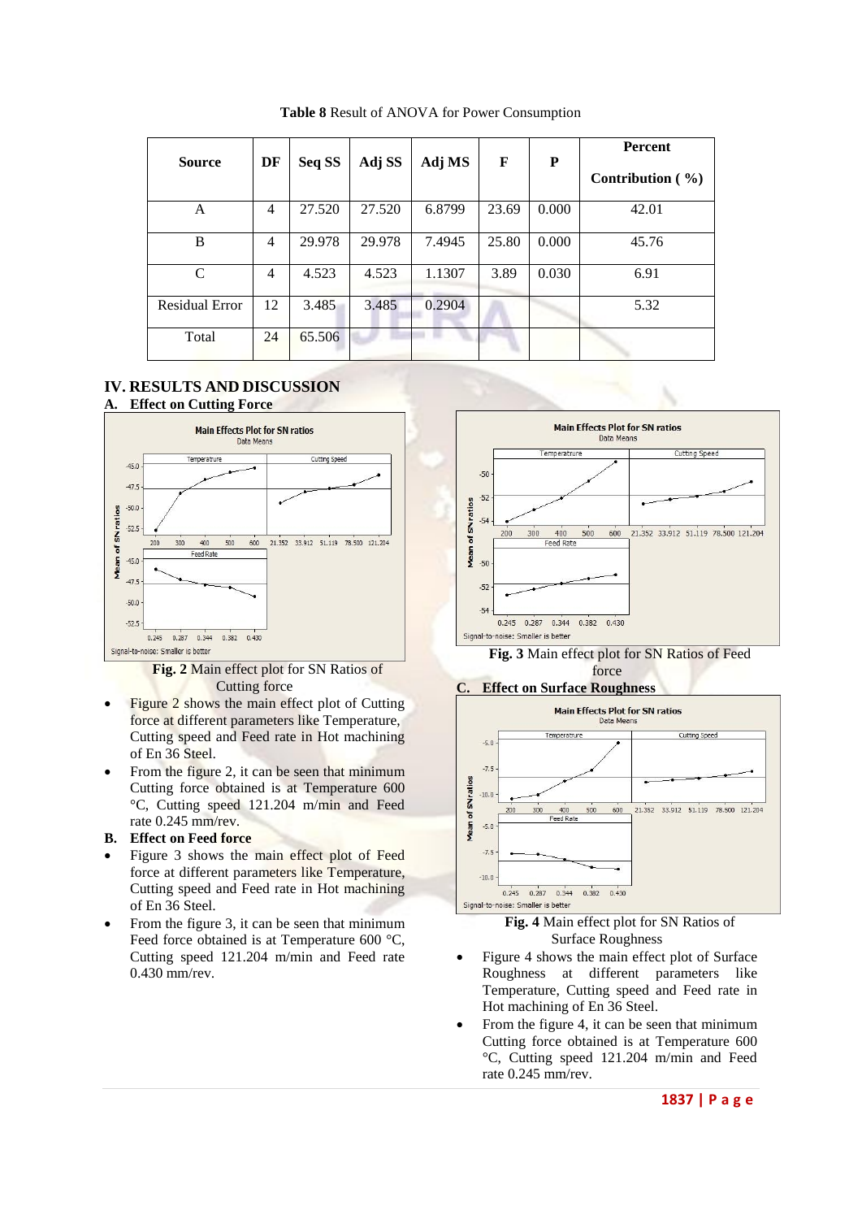**Table 8** Result of ANOVA for Power Consumption

| Source | DF | Seq SS | Adj SS | Adj MS | F | P | Percent Contribution ( %) |
|---|---|---|---|---|---|---|---|
| A | 4 | 27.520 | 27.520 | 6.8799 | 23.69 | 0.000 | 42.01 |
| B | 4 | 29.978 | 29.978 | 7.4945 | 25.80 | 0.000 | 45.76 |
| C | 4 | 4.523 | 4.523 | 1.1307 | 3.89 | 0.030 | 6.91 |
| Residual Error | 12 | 3.485 | 3.485 | 0.2904 | | | 5.32 |
| Total | 24 | 65.506 | | | | | |

# IV. RESULTS AND DISCUSSION

## A. Effect on Cutting Force

**Fig. 2** Main effect plot for SN Ratios of Cutting force

- Figure 2 shows the main effect plot of Cutting force at different parameters like Temperature, Cutting speed and Feed rate in Hot machining of En 36 Steel.
- From the figure 2, it can be seen that minimum Cutting force obtained is at Temperature 600 °C, Cutting speed 121.204 m/min and Feed rate 0.245 mm/rev.

## B. Effect on Feed force

- Figure 3 shows the main effect plot of Feed force at different parameters like Temperature, Cutting speed and Feed rate in Hot machining of En 36 Steel.
- From the figure 3, it can be seen that minimum Feed force obtained is at Temperature 600 °C, Cutting speed 121.204 m/min and Feed rate 0.430 mm/rev.

**Fig. 3** Main effect plot for SN Ratios of Feed force

## C. Effect on Surface Roughness

**Fig. 4** Main effect plot for SN Ratios of Surface Roughness

- Figure 4 shows the main effect plot of Surface Roughness at different parameters like Temperature, Cutting speed and Feed rate in Hot machining of En 36 Steel.
- From the figure 4, it can be seen that minimum Cutting force obtained is at Temperature 600 °C, Cutting speed 121.204 m/min and Feed rate 0.245 mm/rev.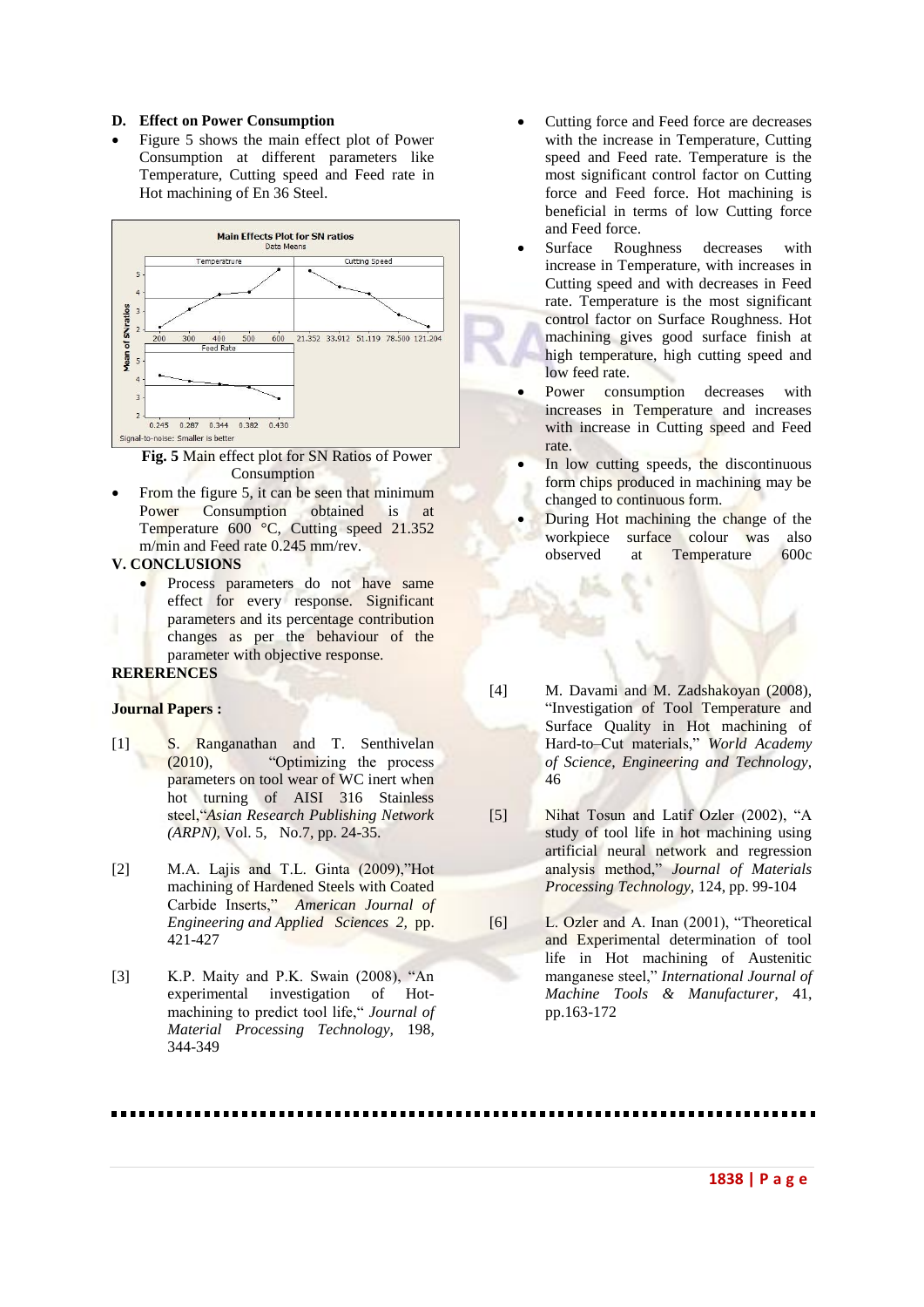### D. Effect on Power Consumption

- Figure 5 shows the main effect plot of Power Consumption at different parameters like Temperature, Cutting speed and Feed rate in Hot machining of En 36 Steel.

Main Effects Plot for SN ratios
Data Means
Temperatrure
Cutting Speed
Feed Rate
Mean of SN ratios
200 300 400 500 600
21.352 33.912 51.119 78.500 121.204
0.245 0.287 0.344 0.382 0.430
Signal-to-noise: Smaller is better

**Fig. 5** Main effect plot for SN Ratios of Power Consumption

- From the figure 5, it can be seen that minimum Power Consumption obtained is at Temperature 600 °C, Cutting speed 21.352 m/min and Feed rate 0.245 mm/rev.

## V. CONCLUSIONS

- Process parameters do not have same effect for every response. Significant parameters and its percentage contribution changes as per the behaviour of the parameter with objective response.
- Cutting force and Feed force are decreases with the increase in Temperature, Cutting speed and Feed rate. Temperature is the most significant control factor on Cutting force and Feed force. Hot machining is beneficial in terms of low Cutting force and Feed force.
- Surface Roughness decreases with increase in Temperature, with increases in Cutting speed and with decreases in Feed rate. Temperature is the most significant control factor on Surface Roughness. Hot machining gives good surface finish at high temperature, high cutting speed and low feed rate.
- Power consumption decreases with increases in Temperature and increases with increase in Cutting speed and Feed rate.
- In low cutting speeds, the discontinuous form chips produced in machining may be changed to continuous form.
- During Hot machining the change of the workpiece surface colour was also observed at Temperature 600c

## RERERENCES

**Journal Papers :**

[1] S. Ranganathan and T. Senthivelan (2010), "Optimizing the process parameters on tool wear of WC inert when hot turning of AISI 316 Stainless steel,"*Asian Research Publishing Network (ARPN),* Vol. 5, No.7, pp. 24-35.

[2] M.A. Lajis and T.L. Ginta (2009),"Hot machining of Hardened Steels with Coated Carbide Inserts," *American Journal of Engineering and Applied Sciences 2,* pp. 421-427

[3] K.P. Maity and P.K. Swain (2008), "An experimental investigation of Hot-machining to predict tool life," *Journal of Material Processing Technology,* 198, 344-349

[4] M. Davami and M. Zadshakoyan (2008), "Investigation of Tool Temperature and Surface Quality in Hot machining of Hard-to-Cut materials," *World Academy of Science, Engineering and Technology,* 46

[5] Nihat Tosun and Latif Ozler (2002), "A study of tool life in hot machining using artificial neural network and regression analysis method," *Journal of Materials Processing Technology,* 124, pp. 99-104

[6] L. Ozler and A. Inan (2001), "Theoretical and Experimental determination of tool life in Hot machining of Austenitic manganese steel," *International Journal of Machine Tools & Manufacturer,* 41, pp.163-172